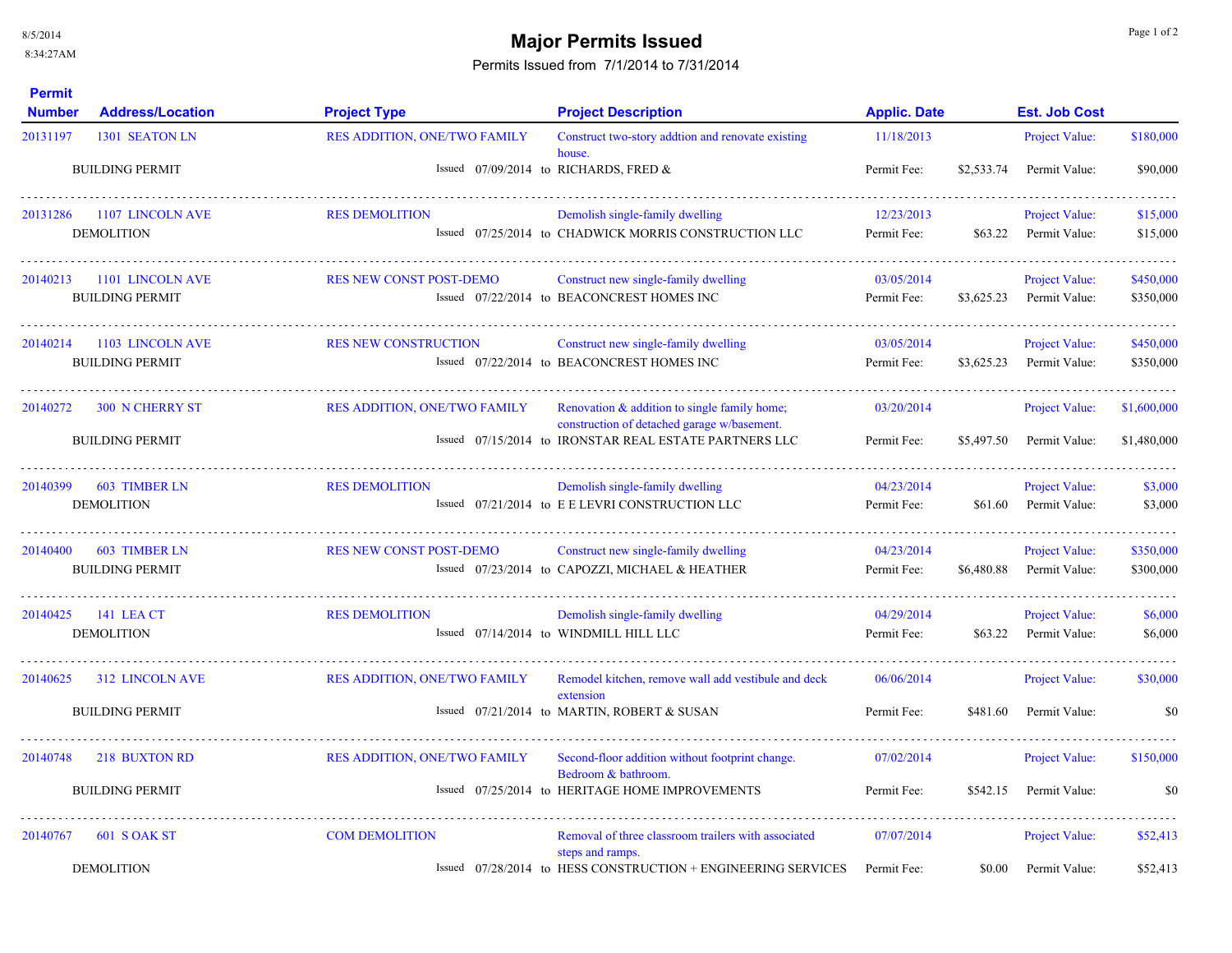# Major Permits Issued

Permits Issued from 7/1/2014 to 7/31/2014

8/5/2014
8:34:27AM

| Permit Number | Address/Location | Project Type | Issued | Project Description | Applic. Date | Est. Job Cost | |
|---|---|---|---|---|---|---|---|
| 20131197 | 1301 SEATON LN | RES ADDITION, ONE/TWO FAMILY | | Construct two-story addtion and renovate existing house. | 11/18/2013 | Project Value: | $180,000 |
| | BUILDING PERMIT | | Issued 07/09/2014 to | RICHARDS, FRED & | Permit Fee: $2,533.74 | Permit Value: | $90,000 |
| 20131286 | 1107 LINCOLN AVE | RES DEMOLITION | | Demolish single-family dwelling | 12/23/2013 | Project Value: | $15,000 |
| | DEMOLITION | | Issued 07/25/2014 to | CHADWICK MORRIS CONSTRUCTION LLC | Permit Fee: $63.22 | Permit Value: | $15,000 |
| 20140213 | 1101 LINCOLN AVE | RES NEW CONST POST-DEMO | | Construct new single-family dwelling | 03/05/2014 | Project Value: | $450,000 |
| | BUILDING PERMIT | | Issued 07/22/2014 to | BEACONCREST HOMES INC | Permit Fee: $3,625.23 | Permit Value: | $350,000 |
| 20140214 | 1103 LINCOLN AVE | RES NEW CONSTRUCTION | | Construct new single-family dwelling | 03/05/2014 | Project Value: | $450,000 |
| | BUILDING PERMIT | | Issued 07/22/2014 to | BEACONCREST HOMES INC | Permit Fee: $3,625.23 | Permit Value: | $350,000 |
| 20140272 | 300 N CHERRY ST | RES ADDITION, ONE/TWO FAMILY | | Renovation & addition to single family home; construction of detached garage w/basement. | 03/20/2014 | Project Value: | $1,600,000 |
| | BUILDING PERMIT | | Issued 07/15/2014 to | IRONSTAR REAL ESTATE PARTNERS LLC | Permit Fee: $5,497.50 | Permit Value: | $1,480,000 |
| 20140399 | 603 TIMBER LN | RES DEMOLITION | | Demolish single-family dwelling | 04/23/2014 | Project Value: | $3,000 |
| | DEMOLITION | | Issued 07/21/2014 to | E E LEVRI CONSTRUCTION LLC | Permit Fee: $61.60 | Permit Value: | $3,000 |
| 20140400 | 603 TIMBER LN | RES NEW CONST POST-DEMO | | Construct new single-family dwelling | 04/23/2014 | Project Value: | $350,000 |
| | BUILDING PERMIT | | Issued 07/23/2014 to | CAPOZZI, MICHAEL & HEATHER | Permit Fee: $6,480.88 | Permit Value: | $300,000 |
| 20140425 | 141 LEA CT | RES DEMOLITION | | Demolish single-family dwelling | 04/29/2014 | Project Value: | $6,000 |
| | DEMOLITION | | Issued 07/14/2014 to | WINDMILL HILL LLC | Permit Fee: $63.22 | Permit Value: | $6,000 |
| 20140625 | 312 LINCOLN AVE | RES ADDITION, ONE/TWO FAMILY | | Remodel kitchen, remove wall add vestibule and deck extension | 06/06/2014 | Project Value: | $30,000 |
| | BUILDING PERMIT | | Issued 07/21/2014 to | MARTIN, ROBERT & SUSAN | Permit Fee: $481.60 | Permit Value: | $0 |
| 20140748 | 218 BUXTON RD | RES ADDITION, ONE/TWO FAMILY | | Second-floor addition without footprint change. Bedroom & bathroom. | 07/02/2014 | Project Value: | $150,000 |
| | BUILDING PERMIT | | Issued 07/25/2014 to | HERITAGE HOME IMPROVEMENTS | Permit Fee: $542.15 | Permit Value: | $0 |
| 20140767 | 601 S OAK ST | COM DEMOLITION | | Removal of three classroom trailers with associated steps and ramps. | 07/07/2014 | Project Value: | $52,413 |
| | DEMOLITION | | Issued 07/28/2014 to | HESS CONSTRUCTION + ENGINEERING SERVICES | Permit Fee: $0.00 | Permit Value: | $52,413 |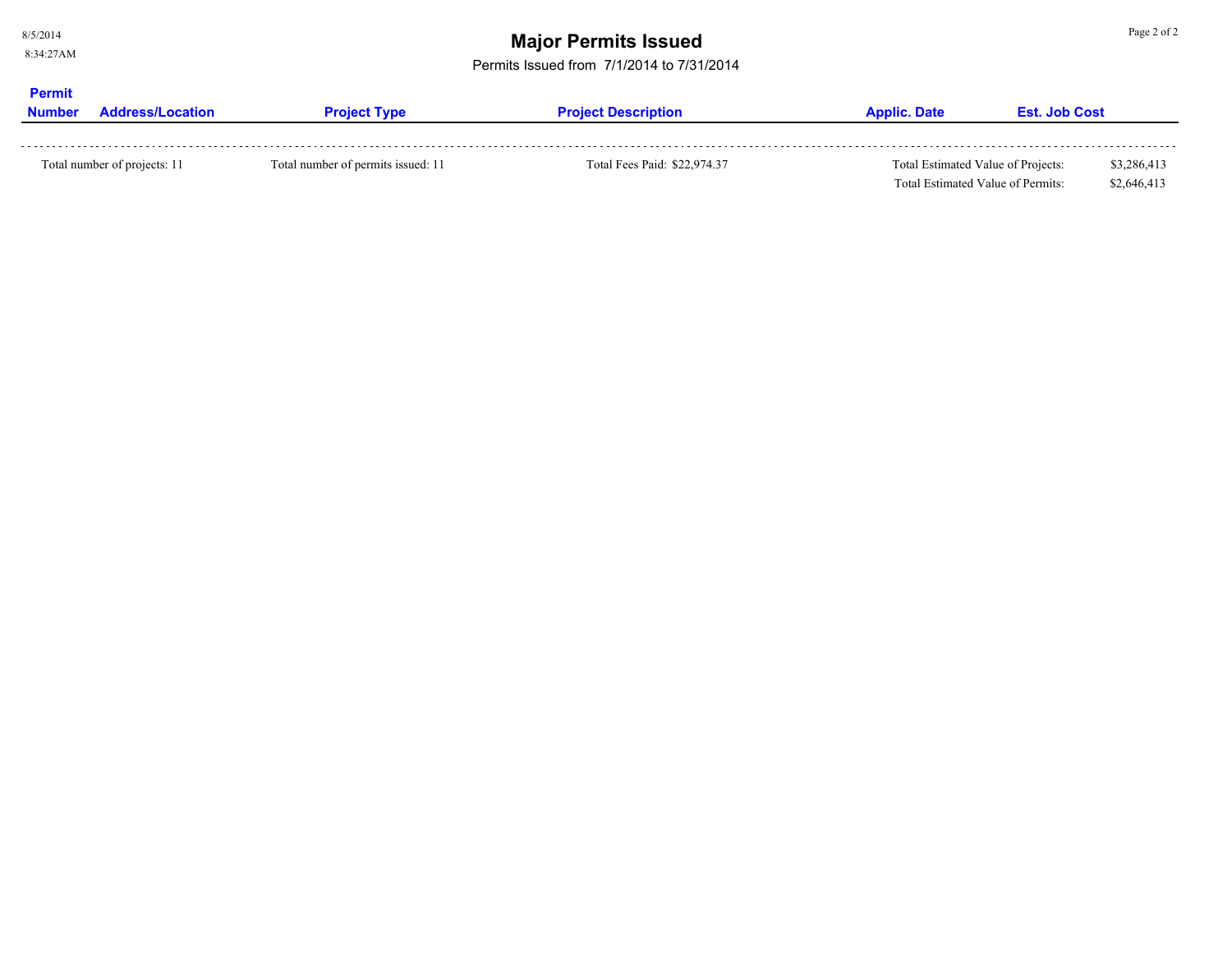# Major Permits Issued

Permits Issued from 7/1/2014 to 7/31/2014

| Permit Number | Address/Location | Project Type | Project Description | Applic. Date | Est. Job Cost |
|---|---|---|---|---|---|

Total number of projects: 11

Total number of permits issued: 11

Total Fees Paid: $22,974.37

Total Estimated Value of Projects: $3,286,413

Total Estimated Value of Permits: $2,646,413